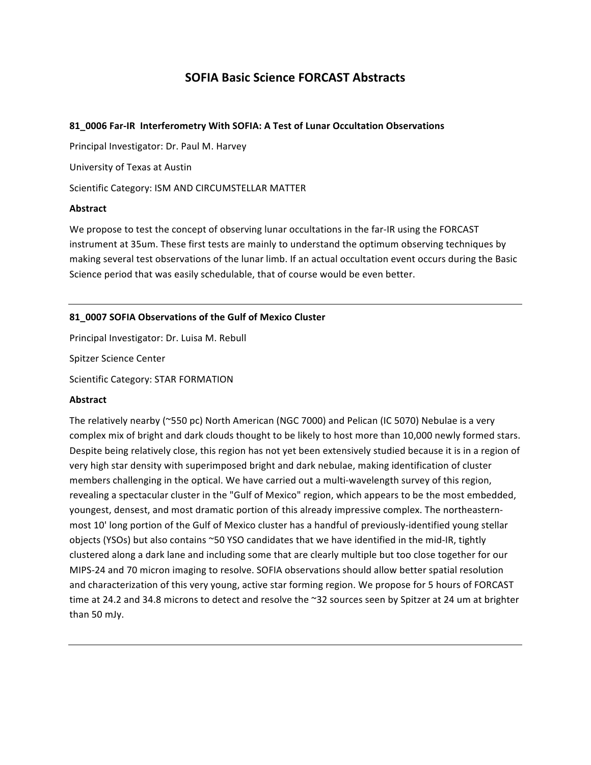# SOFIA Basic Science FORCAST Abstracts

### 81_0006 Far-IR Interferometry With SOFIA: A Test of Lunar Occultation Observations

Principal Investigator: Dr. Paul M. Harvey

University of Texas at Austin

Scientific Category: ISM AND CIRCUMSTELLAR MATTER

**Abstract**

We propose to test the concept of observing lunar occultations in the far-IR using the FORCAST instrument at 35um. These first tests are mainly to understand the optimum observing techniques by making several test observations of the lunar limb. If an actual occultation event occurs during the Basic Science period that was easily schedulable, that of course would be even better.

---

### 81_0007 SOFIA Observations of the Gulf of Mexico Cluster

Principal Investigator: Dr. Luisa M. Rebull

Spitzer Science Center

Scientific Category: STAR FORMATION

**Abstract**

The relatively nearby (~550 pc) North American (NGC 7000) and Pelican (IC 5070) Nebulae is a very complex mix of bright and dark clouds thought to be likely to host more than 10,000 newly formed stars. Despite being relatively close, this region has not yet been extensively studied because it is in a region of very high star density with superimposed bright and dark nebulae, making identification of cluster members challenging in the optical. We have carried out a multi-wavelength survey of this region, revealing a spectacular cluster in the "Gulf of Mexico" region, which appears to be the most embedded, youngest, densest, and most dramatic portion of this already impressive complex. The northeastern-most 10' long portion of the Gulf of Mexico cluster has a handful of previously-identified young stellar objects (YSOs) but also contains ~50 YSO candidates that we have identified in the mid-IR, tightly clustered along a dark lane and including some that are clearly multiple but too close together for our MIPS-24 and 70 micron imaging to resolve. SOFIA observations should allow better spatial resolution and characterization of this very young, active star forming region. We propose for 5 hours of FORCAST time at 24.2 and 34.8 microns to detect and resolve the ~32 sources seen by Spitzer at 24 um at brighter than 50 mJy.

---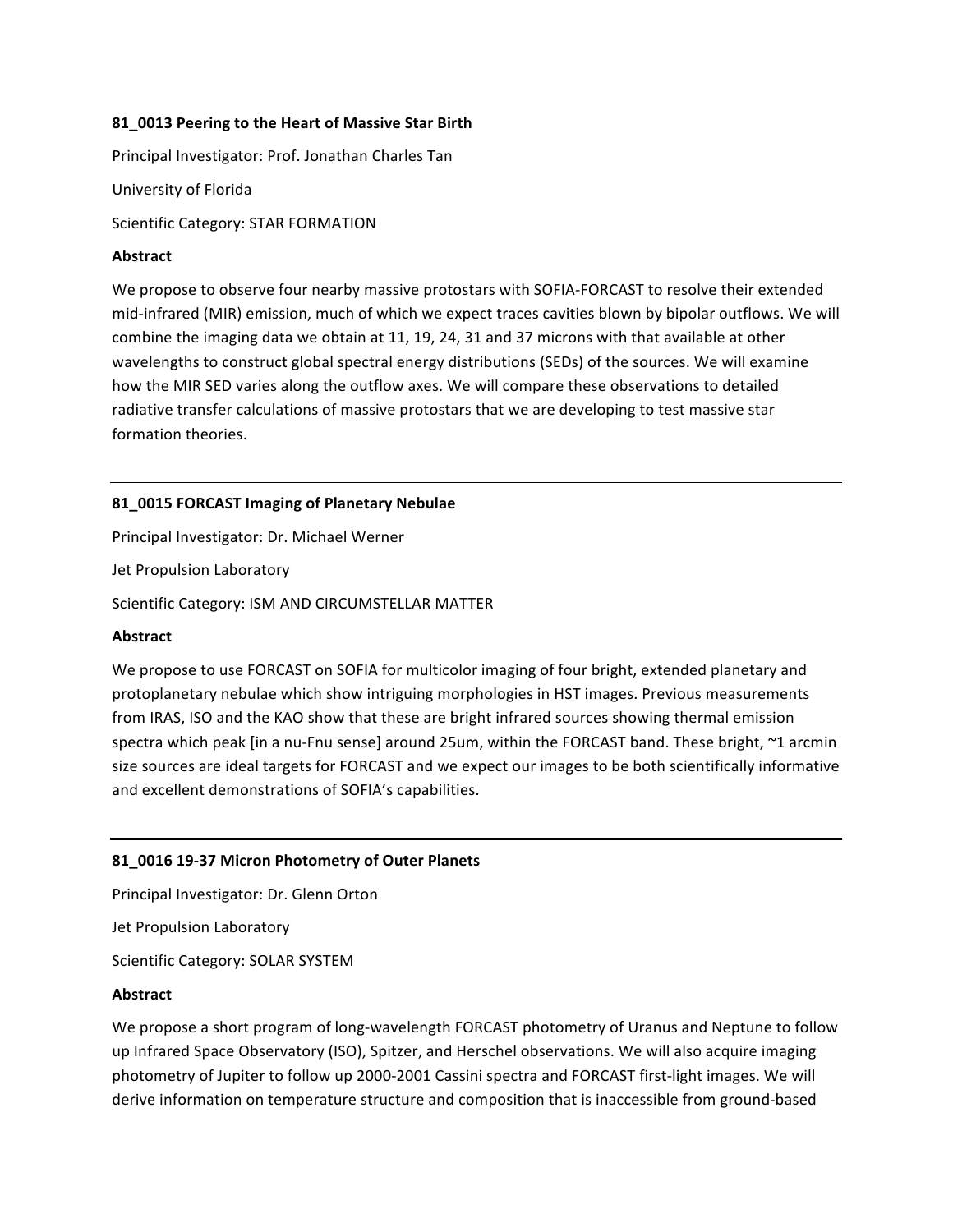**81_0013 Peering to the Heart of Massive Star Birth**

Principal Investigator: Prof. Jonathan Charles Tan

University of Florida

Scientific Category: STAR FORMATION

**Abstract**

We propose to observe four nearby massive protostars with SOFIA-FORCAST to resolve their extended mid-infrared (MIR) emission, much of which we expect traces cavities blown by bipolar outflows. We will combine the imaging data we obtain at 11, 19, 24, 31 and 37 microns with that available at other wavelengths to construct global spectral energy distributions (SEDs) of the sources. We will examine how the MIR SED varies along the outflow axes. We will compare these observations to detailed radiative transfer calculations of massive protostars that we are developing to test massive star formation theories.

---

**81_0015 FORCAST Imaging of Planetary Nebulae**

Principal Investigator: Dr. Michael Werner

Jet Propulsion Laboratory

Scientific Category: ISM AND CIRCUMSTELLAR MATTER

**Abstract**

We propose to use FORCAST on SOFIA for multicolor imaging of four bright, extended planetary and protoplanetary nebulae which show intriguing morphologies in HST images. Previous measurements from IRAS, ISO and the KAO show that these are bright infrared sources showing thermal emission spectra which peak [in a nu-Fnu sense] around 25um, within the FORCAST band. These bright, ~1 arcmin size sources are ideal targets for FORCAST and we expect our images to be both scientifically informative and excellent demonstrations of SOFIA's capabilities.

---

**81_0016 19-37 Micron Photometry of Outer Planets**

Principal Investigator: Dr. Glenn Orton

Jet Propulsion Laboratory

Scientific Category: SOLAR SYSTEM

**Abstract**

We propose a short program of long-wavelength FORCAST photometry of Uranus and Neptune to follow up Infrared Space Observatory (ISO), Spitzer, and Herschel observations. We will also acquire imaging photometry of Jupiter to follow up 2000-2001 Cassini spectra and FORCAST first-light images. We will derive information on temperature structure and composition that is inaccessible from ground-based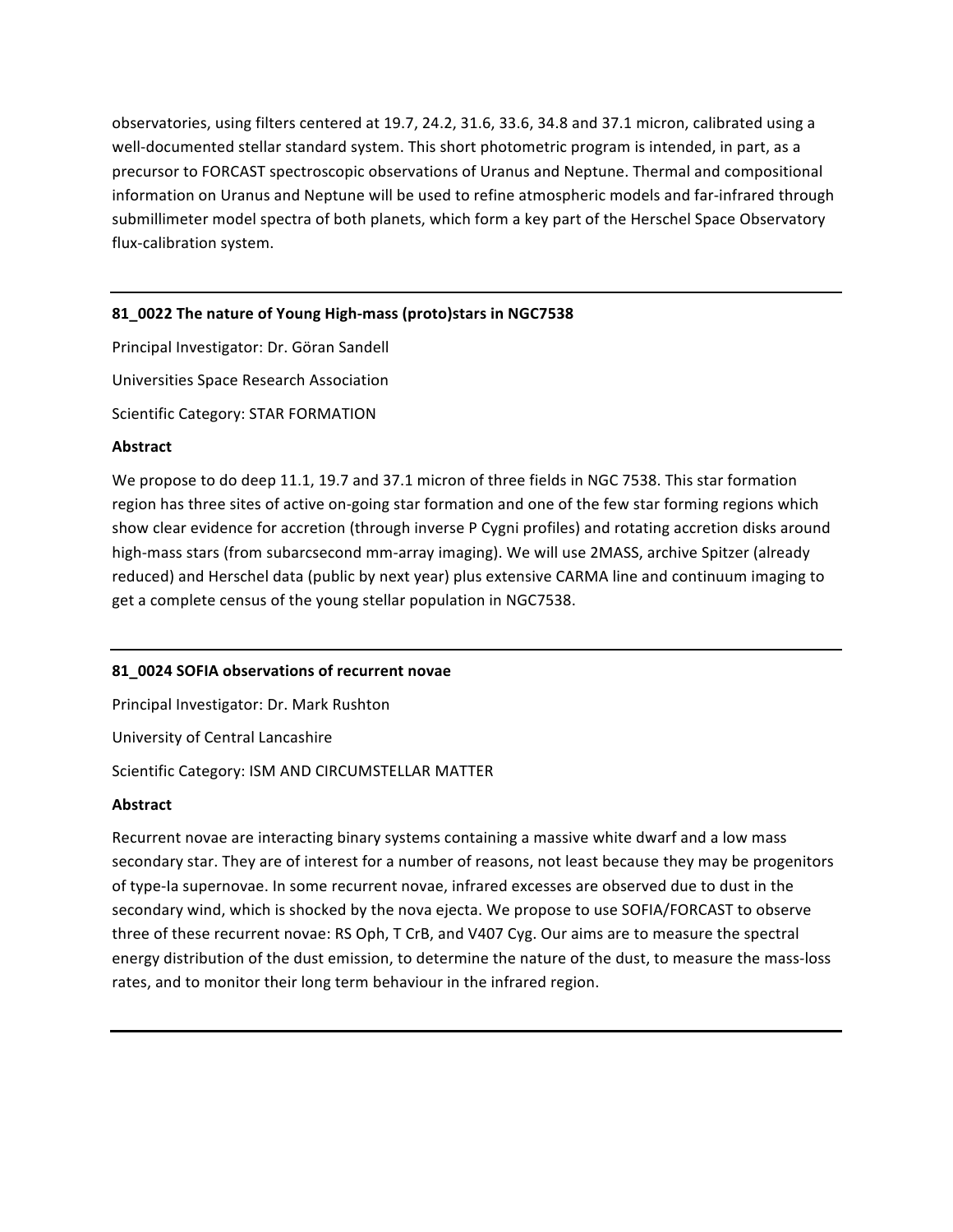observatories, using filters centered at 19.7, 24.2, 31.6, 33.6, 34.8 and 37.1 micron, calibrated using a well-documented stellar standard system. This short photometric program is intended, in part, as a precursor to FORCAST spectroscopic observations of Uranus and Neptune. Thermal and compositional information on Uranus and Neptune will be used to refine atmospheric models and far-infrared through submillimeter model spectra of both planets, which form a key part of the Herschel Space Observatory flux-calibration system.

---

**81_0022 The nature of Young High-mass (proto)stars in NGC7538**

Principal Investigator: Dr. Göran Sandell

Universities Space Research Association

Scientific Category: STAR FORMATION

**Abstract**

We propose to do deep 11.1, 19.7 and 37.1 micron of three fields in NGC 7538. This star formation region has three sites of active on-going star formation and one of the few star forming regions which show clear evidence for accretion (through inverse P Cygni profiles) and rotating accretion disks around high-mass stars (from subarcsecond mm-array imaging). We will use 2MASS, archive Spitzer (already reduced) and Herschel data (public by next year) plus extensive CARMA line and continuum imaging to get a complete census of the young stellar population in NGC7538.

---

**81_0024 SOFIA observations of recurrent novae**

Principal Investigator: Dr. Mark Rushton

University of Central Lancashire

Scientific Category: ISM AND CIRCUMSTELLAR MATTER

**Abstract**

Recurrent novae are interacting binary systems containing a massive white dwarf and a low mass secondary star. They are of interest for a number of reasons, not least because they may be progenitors of type-Ia supernovae. In some recurrent novae, infrared excesses are observed due to dust in the secondary wind, which is shocked by the nova ejecta. We propose to use SOFIA/FORCAST to observe three of these recurrent novae: RS Oph, T CrB, and V407 Cyg. Our aims are to measure the spectral energy distribution of the dust emission, to determine the nature of the dust, to measure the mass-loss rates, and to monitor their long term behaviour in the infrared region.

---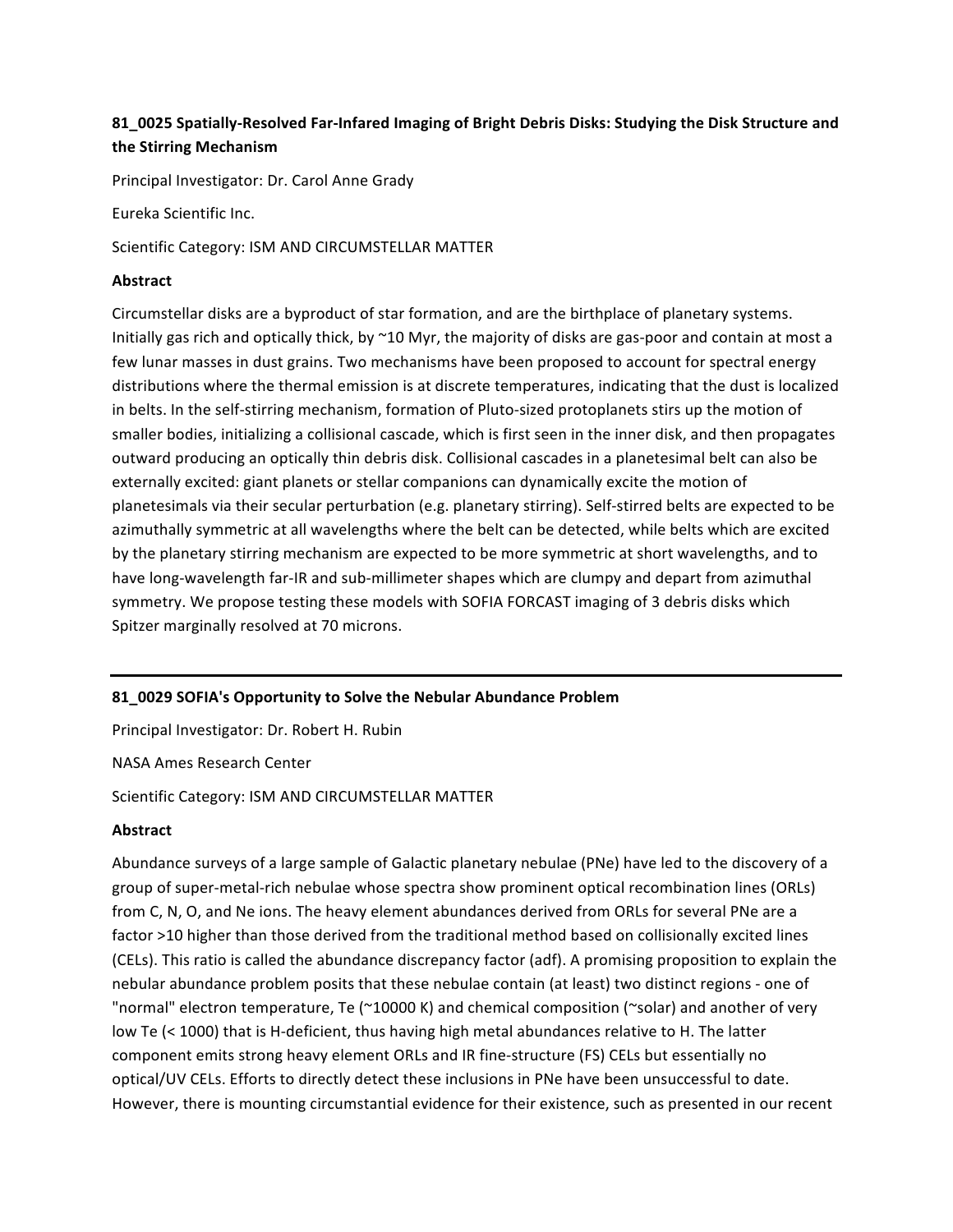### 81_0025 Spatially-Resolved Far-Infared Imaging of Bright Debris Disks: Studying the Disk Structure and the Stirring Mechanism

Principal Investigator: Dr. Carol Anne Grady

Eureka Scientific Inc.

Scientific Category: ISM AND CIRCUMSTELLAR MATTER

**Abstract**

Circumstellar disks are a byproduct of star formation, and are the birthplace of planetary systems. Initially gas rich and optically thick, by ~10 Myr, the majority of disks are gas-poor and contain at most a few lunar masses in dust grains. Two mechanisms have been proposed to account for spectral energy distributions where the thermal emission is at discrete temperatures, indicating that the dust is localized in belts. In the self-stirring mechanism, formation of Pluto-sized protoplanets stirs up the motion of smaller bodies, initializing a collisional cascade, which is first seen in the inner disk, and then propagates outward producing an optically thin debris disk. Collisional cascades in a planetesimal belt can also be externally excited: giant planets or stellar companions can dynamically excite the motion of planetesimals via their secular perturbation (e.g. planetary stirring). Self-stirred belts are expected to be azimuthally symmetric at all wavelengths where the belt can be detected, while belts which are excited by the planetary stirring mechanism are expected to be more symmetric at short wavelengths, and to have long-wavelength far-IR and sub-millimeter shapes which are clumpy and depart from azimuthal symmetry. We propose testing these models with SOFIA FORCAST imaging of 3 debris disks which Spitzer marginally resolved at 70 microns.

---

### 81_0029 SOFIA's Opportunity to Solve the Nebular Abundance Problem

Principal Investigator: Dr. Robert H. Rubin

NASA Ames Research Center

Scientific Category: ISM AND CIRCUMSTELLAR MATTER

**Abstract**

Abundance surveys of a large sample of Galactic planetary nebulae (PNe) have led to the discovery of a group of super-metal-rich nebulae whose spectra show prominent optical recombination lines (ORLs) from C, N, O, and Ne ions. The heavy element abundances derived from ORLs for several PNe are a factor >10 higher than those derived from the traditional method based on collisionally excited lines (CELs). This ratio is called the abundance discrepancy factor (adf). A promising proposition to explain the nebular abundance problem posits that these nebulae contain (at least) two distinct regions - one of "normal" electron temperature, Te (~10000 K) and chemical composition (~solar) and another of very low Te (< 1000) that is H-deficient, thus having high metal abundances relative to H. The latter component emits strong heavy element ORLs and IR fine-structure (FS) CELs but essentially no optical/UV CELs. Efforts to directly detect these inclusions in PNe have been unsuccessful to date. However, there is mounting circumstantial evidence for their existence, such as presented in our recent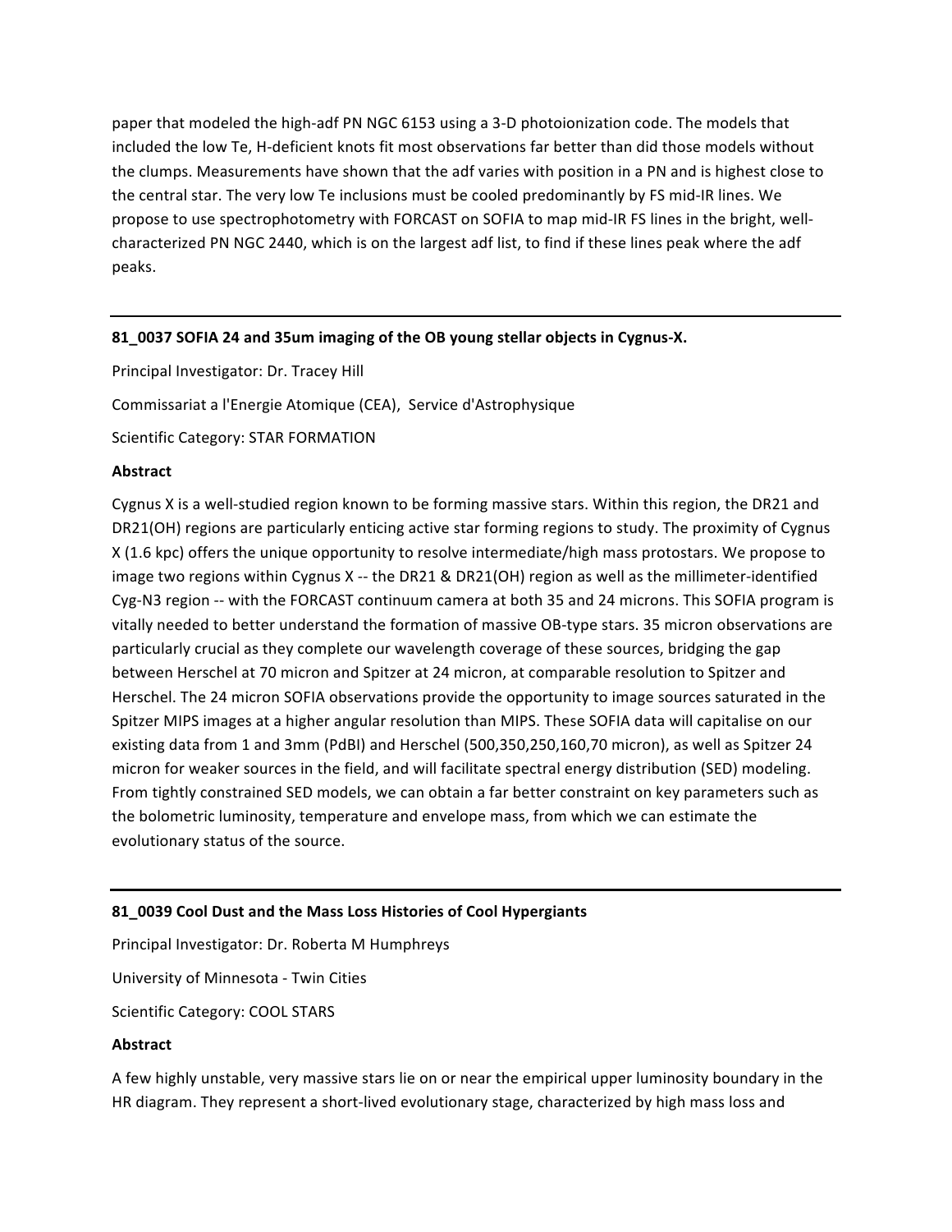paper that modeled the high-adf PN NGC 6153 using a 3-D photoionization code. The models that included the low Te, H-deficient knots fit most observations far better than did those models without the clumps. Measurements have shown that the adf varies with position in a PN and is highest close to the central star. The very low Te inclusions must be cooled predominantly by FS mid-IR lines. We propose to use spectrophotometry with FORCAST on SOFIA to map mid-IR FS lines in the bright, well-characterized PN NGC 2440, which is on the largest adf list, to find if these lines peak where the adf peaks.

---

**81_0037 SOFIA 24 and 35um imaging of the OB young stellar objects in Cygnus-X.**

Principal Investigator: Dr. Tracey Hill

Commissariat a l'Energie Atomique (CEA), Service d'Astrophysique

Scientific Category: STAR FORMATION

**Abstract**

Cygnus X is a well-studied region known to be forming massive stars. Within this region, the DR21 and DR21(OH) regions are particularly enticing active star forming regions to study. The proximity of Cygnus X (1.6 kpc) offers the unique opportunity to resolve intermediate/high mass protostars. We propose to image two regions within Cygnus X -- the DR21 & DR21(OH) region as well as the millimeter-identified Cyg-N3 region -- with the FORCAST continuum camera at both 35 and 24 microns. This SOFIA program is vitally needed to better understand the formation of massive OB-type stars. 35 micron observations are particularly crucial as they complete our wavelength coverage of these sources, bridging the gap between Herschel at 70 micron and Spitzer at 24 micron, at comparable resolution to Spitzer and Herschel. The 24 micron SOFIA observations provide the opportunity to image sources saturated in the Spitzer MIPS images at a higher angular resolution than MIPS. These SOFIA data will capitalise on our existing data from 1 and 3mm (PdBI) and Herschel (500,350,250,160,70 micron), as well as Spitzer 24 micron for weaker sources in the field, and will facilitate spectral energy distribution (SED) modeling. From tightly constrained SED models, we can obtain a far better constraint on key parameters such as the bolometric luminosity, temperature and envelope mass, from which we can estimate the evolutionary status of the source.

---

**81_0039 Cool Dust and the Mass Loss Histories of Cool Hypergiants**

Principal Investigator: Dr. Roberta M Humphreys

University of Minnesota - Twin Cities

Scientific Category: COOL STARS

**Abstract**

A few highly unstable, very massive stars lie on or near the empirical upper luminosity boundary in the HR diagram. They represent a short-lived evolutionary stage, characterized by high mass loss and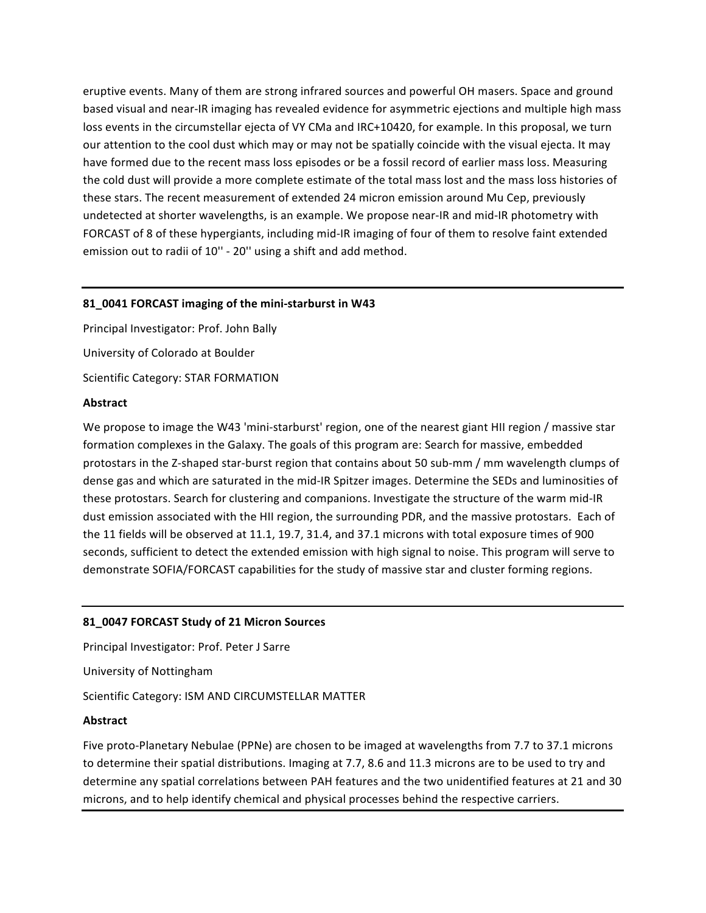eruptive events. Many of them are strong infrared sources and powerful OH masers. Space and ground based visual and near-IR imaging has revealed evidence for asymmetric ejections and multiple high mass loss events in the circumstellar ejecta of VY CMa and IRC+10420, for example. In this proposal, we turn our attention to the cool dust which may or may not be spatially coincide with the visual ejecta. It may have formed due to the recent mass loss episodes or be a fossil record of earlier mass loss. Measuring the cold dust will provide a more complete estimate of the total mass lost and the mass loss histories of these stars. The recent measurement of extended 24 micron emission around Mu Cep, previously undetected at shorter wavelengths, is an example. We propose near-IR and mid-IR photometry with FORCAST of 8 of these hypergiants, including mid-IR imaging of four of them to resolve faint extended emission out to radii of 10'' - 20'' using a shift and add method.

---

**81_0041 FORCAST imaging of the mini-starburst in W43**

Principal Investigator: Prof. John Bally

University of Colorado at Boulder

Scientific Category: STAR FORMATION

**Abstract**

We propose to image the W43 'mini-starburst' region, one of the nearest giant HII region / massive star formation complexes in the Galaxy. The goals of this program are: Search for massive, embedded protostars in the Z-shaped star-burst region that contains about 50 sub-mm / mm wavelength clumps of dense gas and which are saturated in the mid-IR Spitzer images. Determine the SEDs and luminosities of these protostars. Search for clustering and companions. Investigate the structure of the warm mid-IR dust emission associated with the HII region, the surrounding PDR, and the massive protostars. Each of the 11 fields will be observed at 11.1, 19.7, 31.4, and 37.1 microns with total exposure times of 900 seconds, sufficient to detect the extended emission with high signal to noise. This program will serve to demonstrate SOFIA/FORCAST capabilities for the study of massive star and cluster forming regions.

---

**81_0047 FORCAST Study of 21 Micron Sources**

Principal Investigator: Prof. Peter J Sarre

University of Nottingham

Scientific Category: ISM AND CIRCUMSTELLAR MATTER

**Abstract**

Five proto-Planetary Nebulae (PPNe) are chosen to be imaged at wavelengths from 7.7 to 37.1 microns to determine their spatial distributions. Imaging at 7.7, 8.6 and 11.3 microns are to be used to try and determine any spatial correlations between PAH features and the two unidentified features at 21 and 30 microns, and to help identify chemical and physical processes behind the respective carriers.

---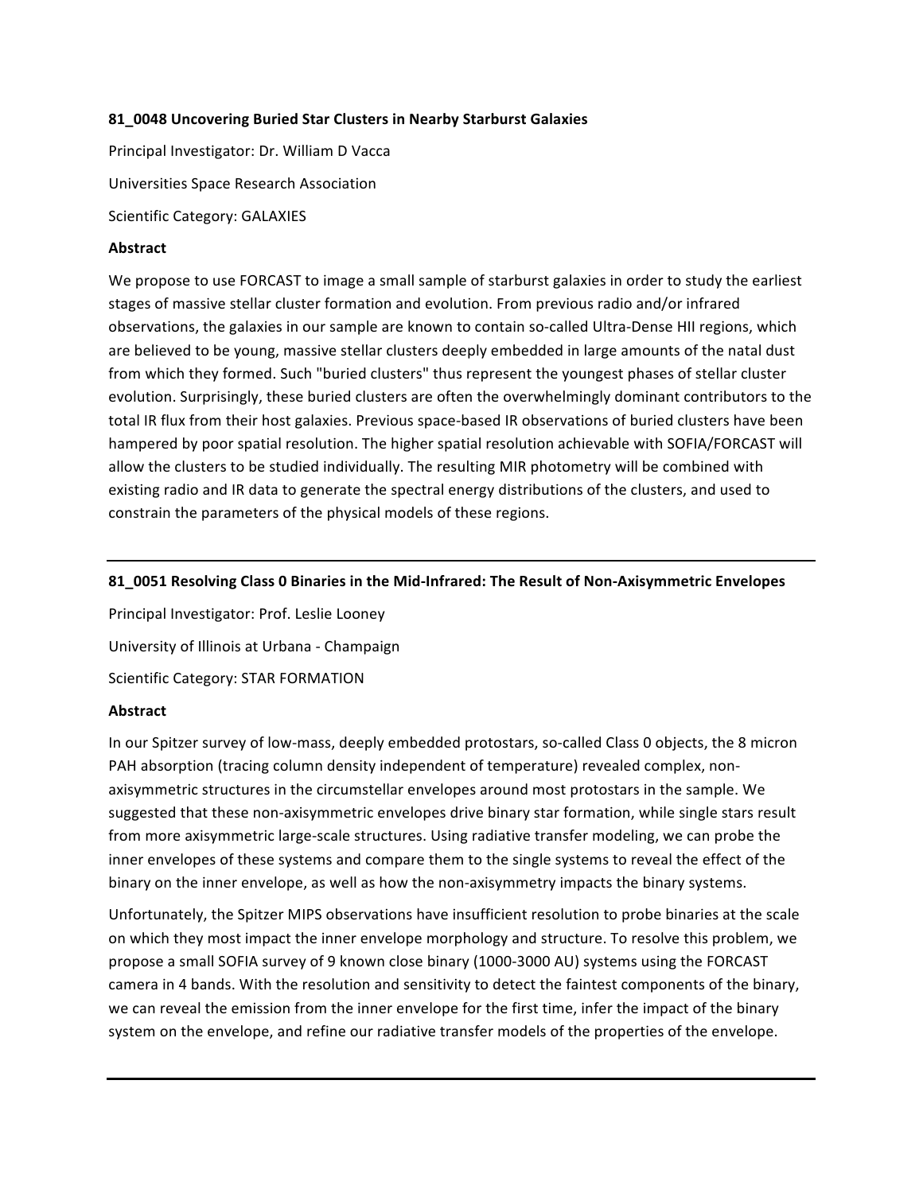### 81_0048 Uncovering Buried Star Clusters in Nearby Starburst Galaxies

Principal Investigator: Dr. William D Vacca

Universities Space Research Association

Scientific Category: GALAXIES

**Abstract**

We propose to use FORCAST to image a small sample of starburst galaxies in order to study the earliest stages of massive stellar cluster formation and evolution. From previous radio and/or infrared observations, the galaxies in our sample are known to contain so-called Ultra-Dense HII regions, which are believed to be young, massive stellar clusters deeply embedded in large amounts of the natal dust from which they formed. Such "buried clusters" thus represent the youngest phases of stellar cluster evolution. Surprisingly, these buried clusters are often the overwhelmingly dominant contributors to the total IR flux from their host galaxies. Previous space-based IR observations of buried clusters have been hampered by poor spatial resolution. The higher spatial resolution achievable with SOFIA/FORCAST will allow the clusters to be studied individually. The resulting MIR photometry will be combined with existing radio and IR data to generate the spectral energy distributions of the clusters, and used to constrain the parameters of the physical models of these regions.

---

### 81_0051 Resolving Class 0 Binaries in the Mid-Infrared: The Result of Non-Axisymmetric Envelopes

Principal Investigator: Prof. Leslie Looney

University of Illinois at Urbana - Champaign

Scientific Category: STAR FORMATION

**Abstract**

In our Spitzer survey of low-mass, deeply embedded protostars, so-called Class 0 objects, the 8 micron PAH absorption (tracing column density independent of temperature) revealed complex, non-axisymmetric structures in the circumstellar envelopes around most protostars in the sample. We suggested that these non-axisymmetric envelopes drive binary star formation, while single stars result from more axisymmetric large-scale structures. Using radiative transfer modeling, we can probe the inner envelopes of these systems and compare them to the single systems to reveal the effect of the binary on the inner envelope, as well as how the non-axisymmetry impacts the binary systems.

Unfortunately, the Spitzer MIPS observations have insufficient resolution to probe binaries at the scale on which they most impact the inner envelope morphology and structure. To resolve this problem, we propose a small SOFIA survey of 9 known close binary (1000-3000 AU) systems using the FORCAST camera in 4 bands. With the resolution and sensitivity to detect the faintest components of the binary, we can reveal the emission from the inner envelope for the first time, infer the impact of the binary system on the envelope, and refine our radiative transfer models of the properties of the envelope.

---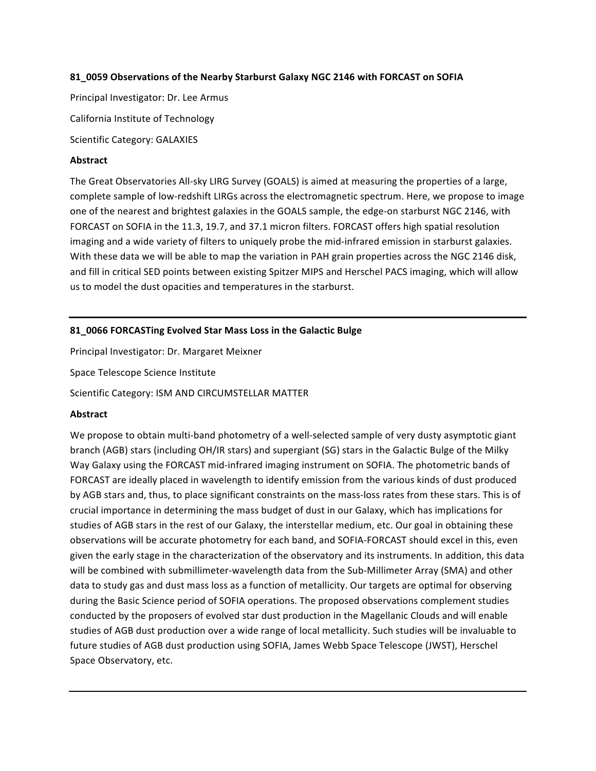**81_0059 Observations of the Nearby Starburst Galaxy NGC 2146 with FORCAST on SOFIA**

Principal Investigator: Dr. Lee Armus

California Institute of Technology

Scientific Category: GALAXIES

**Abstract**

The Great Observatories All-sky LIRG Survey (GOALS) is aimed at measuring the properties of a large, complete sample of low-redshift LIRGs across the electromagnetic spectrum. Here, we propose to image one of the nearest and brightest galaxies in the GOALS sample, the edge-on starburst NGC 2146, with FORCAST on SOFIA in the 11.3, 19.7, and 37.1 micron filters. FORCAST offers high spatial resolution imaging and a wide variety of filters to uniquely probe the mid-infrared emission in starburst galaxies. With these data we will be able to map the variation in PAH grain properties across the NGC 2146 disk, and fill in critical SED points between existing Spitzer MIPS and Herschel PACS imaging, which will allow us to model the dust opacities and temperatures in the starburst.

---

**81_0066 FORCASTing Evolved Star Mass Loss in the Galactic Bulge**

Principal Investigator: Dr. Margaret Meixner

Space Telescope Science Institute

Scientific Category: ISM AND CIRCUMSTELLAR MATTER

**Abstract**

We propose to obtain multi-band photometry of a well-selected sample of very dusty asymptotic giant branch (AGB) stars (including OH/IR stars) and supergiant (SG) stars in the Galactic Bulge of the Milky Way Galaxy using the FORCAST mid-infrared imaging instrument on SOFIA. The photometric bands of FORCAST are ideally placed in wavelength to identify emission from the various kinds of dust produced by AGB stars and, thus, to place significant constraints on the mass-loss rates from these stars. This is of crucial importance in determining the mass budget of dust in our Galaxy, which has implications for studies of AGB stars in the rest of our Galaxy, the interstellar medium, etc. Our goal in obtaining these observations will be accurate photometry for each band, and SOFIA-FORCAST should excel in this, even given the early stage in the characterization of the observatory and its instruments. In addition, this data will be combined with submillimeter-wavelength data from the Sub-Millimeter Array (SMA) and other data to study gas and dust mass loss as a function of metallicity. Our targets are optimal for observing during the Basic Science period of SOFIA operations. The proposed observations complement studies conducted by the proposers of evolved star dust production in the Magellanic Clouds and will enable studies of AGB dust production over a wide range of local metallicity. Such studies will be invaluable to future studies of AGB dust production using SOFIA, James Webb Space Telescope (JWST), Herschel Space Observatory, etc.

---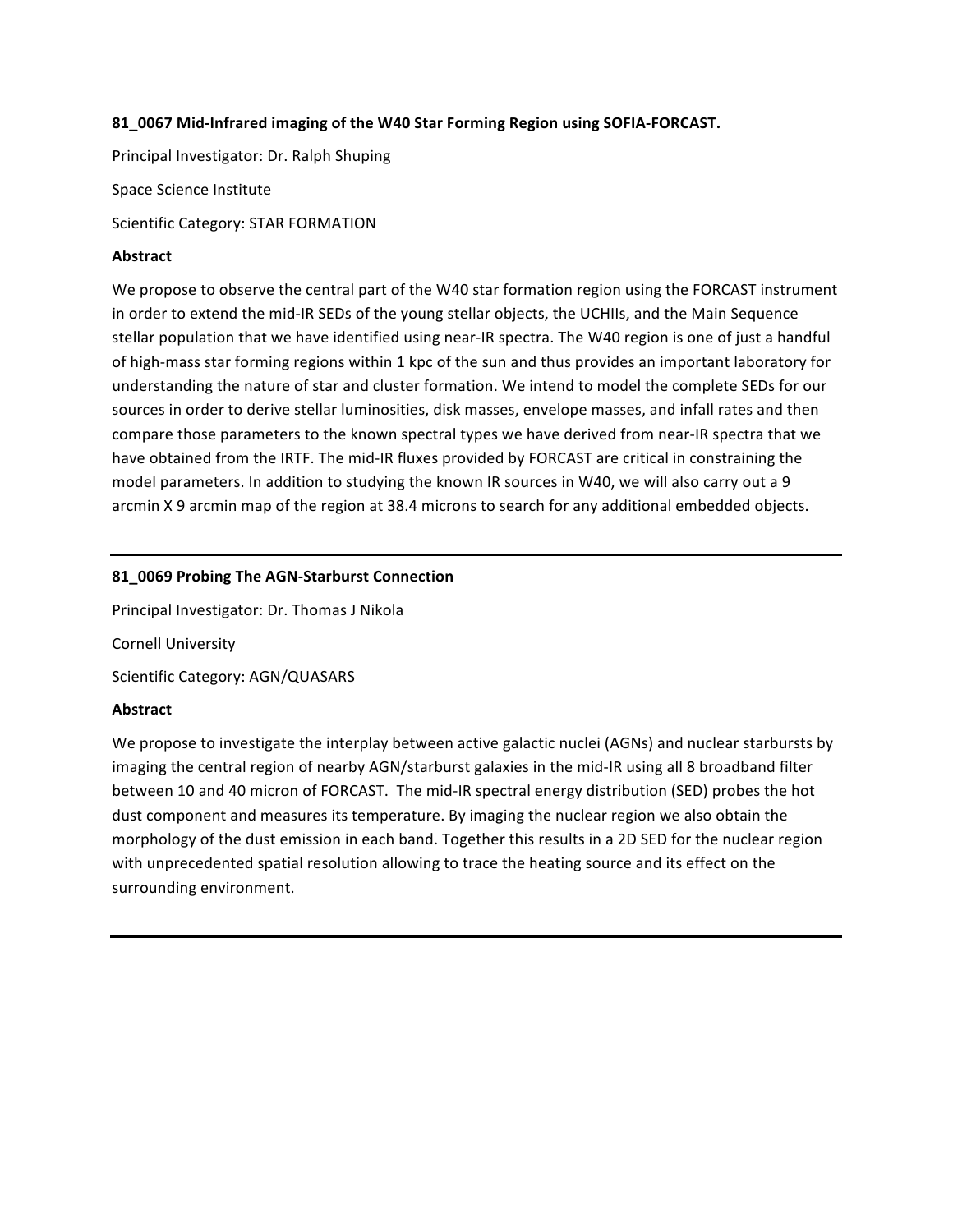**81_0067 Mid-Infrared imaging of the W40 Star Forming Region using SOFIA-FORCAST.**

Principal Investigator: Dr. Ralph Shuping

Space Science Institute

Scientific Category: STAR FORMATION

**Abstract**

We propose to observe the central part of the W40 star formation region using the FORCAST instrument in order to extend the mid-IR SEDs of the young stellar objects, the UCHIIs, and the Main Sequence stellar population that we have identified using near-IR spectra. The W40 region is one of just a handful of high-mass star forming regions within 1 kpc of the sun and thus provides an important laboratory for understanding the nature of star and cluster formation. We intend to model the complete SEDs for our sources in order to derive stellar luminosities, disk masses, envelope masses, and infall rates and then compare those parameters to the known spectral types we have derived from near-IR spectra that we have obtained from the IRTF. The mid-IR fluxes provided by FORCAST are critical in constraining the model parameters. In addition to studying the known IR sources in W40, we will also carry out a 9 arcmin X 9 arcmin map of the region at 38.4 microns to search for any additional embedded objects.

---

**81_0069 Probing The AGN-Starburst Connection**

Principal Investigator: Dr. Thomas J Nikola

Cornell University

Scientific Category: AGN/QUASARS

**Abstract**

We propose to investigate the interplay between active galactic nuclei (AGNs) and nuclear starbursts by imaging the central region of nearby AGN/starburst galaxies in the mid-IR using all 8 broadband filter between 10 and 40 micron of FORCAST. The mid-IR spectral energy distribution (SED) probes the hot dust component and measures its temperature. By imaging the nuclear region we also obtain the morphology of the dust emission in each band. Together this results in a 2D SED for the nuclear region with unprecedented spatial resolution allowing to trace the heating source and its effect on the surrounding environment.

---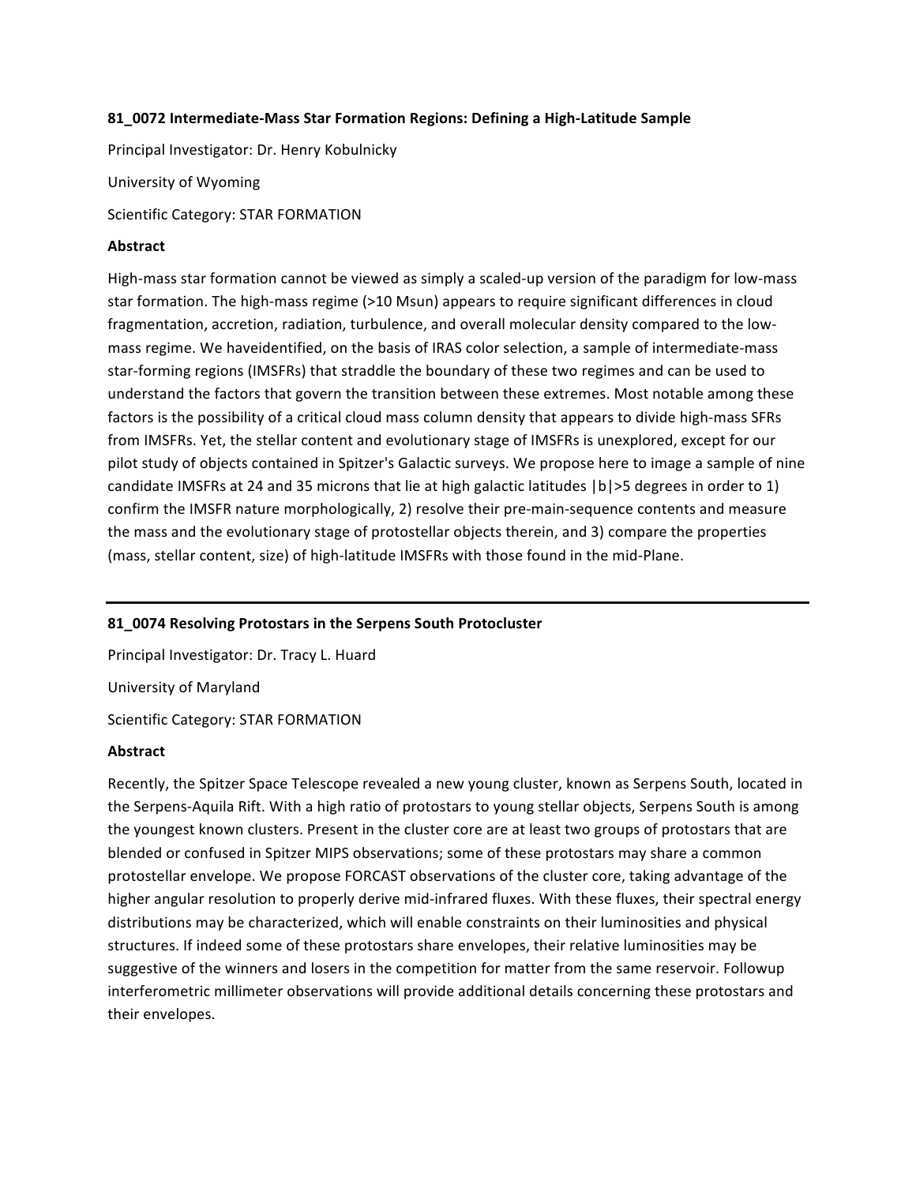**81_0072 Intermediate-Mass Star Formation Regions: Defining a High-Latitude Sample**

Principal Investigator: Dr. Henry Kobulnicky

University of Wyoming

Scientific Category: STAR FORMATION

**Abstract**

High-mass star formation cannot be viewed as simply a scaled-up version of the paradigm for low-mass star formation. The high-mass regime (>10 Msun) appears to require significant differences in cloud fragmentation, accretion, radiation, turbulence, and overall molecular density compared to the low-mass regime. We haveidentified, on the basis of IRAS color selection, a sample of intermediate-mass star-forming regions (IMSFRs) that straddle the boundary of these two regimes and can be used to understand the factors that govern the transition between these extremes. Most notable among these factors is the possibility of a critical cloud mass column density that appears to divide high-mass SFRs from IMSFRs. Yet, the stellar content and evolutionary stage of IMSFRs is unexplored, except for our pilot study of objects contained in Spitzer's Galactic surveys. We propose here to image a sample of nine candidate IMSFRs at 24 and 35 microns that lie at high galactic latitudes |b|>5 degrees in order to 1) confirm the IMSFR nature morphologically, 2) resolve their pre-main-sequence contents and measure the mass and the evolutionary stage of protostellar objects therein, and 3) compare the properties (mass, stellar content, size) of high-latitude IMSFRs with those found in the mid-Plane.

---

**81_0074 Resolving Protostars in the Serpens South Protocluster**

Principal Investigator: Dr. Tracy L. Huard

University of Maryland

Scientific Category: STAR FORMATION

**Abstract**

Recently, the Spitzer Space Telescope revealed a new young cluster, known as Serpens South, located in the Serpens-Aquila Rift. With a high ratio of protostars to young stellar objects, Serpens South is among the youngest known clusters. Present in the cluster core are at least two groups of protostars that are blended or confused in Spitzer MIPS observations; some of these protostars may share a common protostellar envelope. We propose FORCAST observations of the cluster core, taking advantage of the higher angular resolution to properly derive mid-infrared fluxes. With these fluxes, their spectral energy distributions may be characterized, which will enable constraints on their luminosities and physical structures. If indeed some of these protostars share envelopes, their relative luminosities may be suggestive of the winners and losers in the competition for matter from the same reservoir. Followup interferometric millimeter observations will provide additional details concerning these protostars and their envelopes.